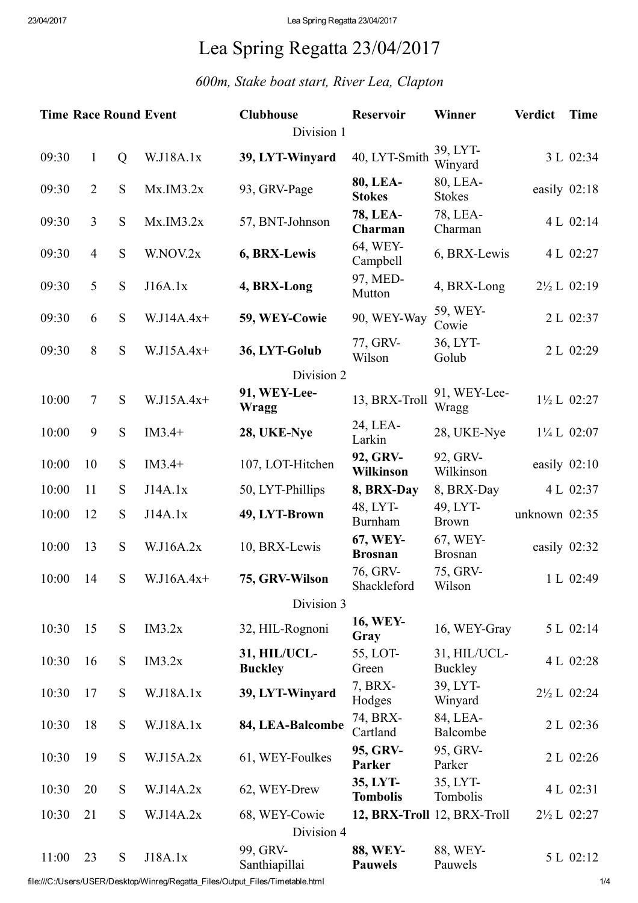# Lea Spring Regatta 23/04/2017

*600m, Stake boat start, River Lea, Clapton*

| Time | Race | Round | Event | Clubhouse | Reservoir | Winner | Verdict | Time |
|---|---|---|---|---|---|---|---|---|
| | | | | Division 1 | | | | |
| 09:30 | 1 | Q | W.J18A.1x | **39, LYT-Winyard** | 40, LYT-Smith | 39, LYT-Winyard | 3 L | 02:34 |
| 09:30 | 2 | S | Mx.IM3.2x | 93, GRV-Page | **80, LEA-Stokes** | 80, LEA-Stokes | easily | 02:18 |
| 09:30 | 3 | S | Mx.IM3.2x | 57, BNT-Johnson | **78, LEA-Charman** | 78, LEA-Charman | 4 L | 02:14 |
| 09:30 | 4 | S | W.NOV.2x | **6, BRX-Lewis** | 64, WEY-Campbell | 6, BRX-Lewis | 4 L | 02:27 |
| 09:30 | 5 | S | J16A.1x | **4, BRX-Long** | 97, MED-Mutton | 4, BRX-Long | 2½ L | 02:19 |
| 09:30 | 6 | S | W.J14A.4x+ | **59, WEY-Cowie** | 90, WEY-Way | 59, WEY-Cowie | 2 L | 02:37 |
| 09:30 | 8 | S | W.J15A.4x+ | **36, LYT-Golub** | 77, GRV-Wilson | 36, LYT-Golub | 2 L | 02:29 |
| | | | | Division 2 | | | | |
| 10:00 | 7 | S | W.J15A.4x+ | **91, WEY-Lee-Wragg** | 13, BRX-Troll | 91, WEY-Lee-Wragg | 1½ L | 02:27 |
| 10:00 | 9 | S | IM3.4+ | **28, UKE-Nye** | 24, LEA-Larkin | 28, UKE-Nye | 1¼ L | 02:07 |
| 10:00 | 10 | S | IM3.4+ | 107, LOT-Hitchen | **92, GRV-Wilkinson** | 92, GRV-Wilkinson | easily | 02:10 |
| 10:00 | 11 | S | J14A.1x | 50, LYT-Phillips | **8, BRX-Day** | 8, BRX-Day | 4 L | 02:37 |
| 10:00 | 12 | S | J14A.1x | **49, LYT-Brown** | 48, LYT-Burnham | 49, LYT-Brown | unknown | 02:35 |
| 10:00 | 13 | S | W.J16A.2x | 10, BRX-Lewis | **67, WEY-Brosnan** | 67, WEY-Brosnan | easily | 02:32 |
| 10:00 | 14 | S | W.J16A.4x+ | **75, GRV-Wilson** | 76, GRV-Shackleford | 75, GRV-Wilson | 1 L | 02:49 |
| | | | | Division 3 | | | | |
| 10:30 | 15 | S | IM3.2x | 32, HIL-Rognoni | **16, WEY-Gray** | 16, WEY-Gray | 5 L | 02:14 |
| 10:30 | 16 | S | IM3.2x | **31, HIL/UCL-Buckley** | 55, LOT-Green | 31, HIL/UCL-Buckley | 4 L | 02:28 |
| 10:30 | 17 | S | W.J18A.1x | **39, LYT-Winyard** | 7, BRX-Hodges | 39, LYT-Winyard | 2½ L | 02:24 |
| 10:30 | 18 | S | W.J18A.1x | **84, LEA-Balcombe** | 74, BRX-Cartland | 84, LEA-Balcombe | 2 L | 02:36 |
| 10:30 | 19 | S | W.J15A.2x | 61, WEY-Foulkes | **95, GRV-Parker** | 95, GRV-Parker | 2 L | 02:26 |
| 10:30 | 20 | S | W.J14A.2x | 62, WEY-Drew | **35, LYT-Tombolis** | 35, LYT-Tombolis | 4 L | 02:31 |
| 10:30 | 21 | S | W.J14A.2x | 68, WEY-Cowie | **12, BRX-Troll** | 12, BRX-Troll | 2½ L | 02:27 |
| | | | | Division 4 | | | | |
| 11:00 | 23 | S | J18A.1x | 99, GRV-Santhiapillai | **88, WEY-Pauwels** | 88, WEY-Pauwels | 5 L | 02:12 |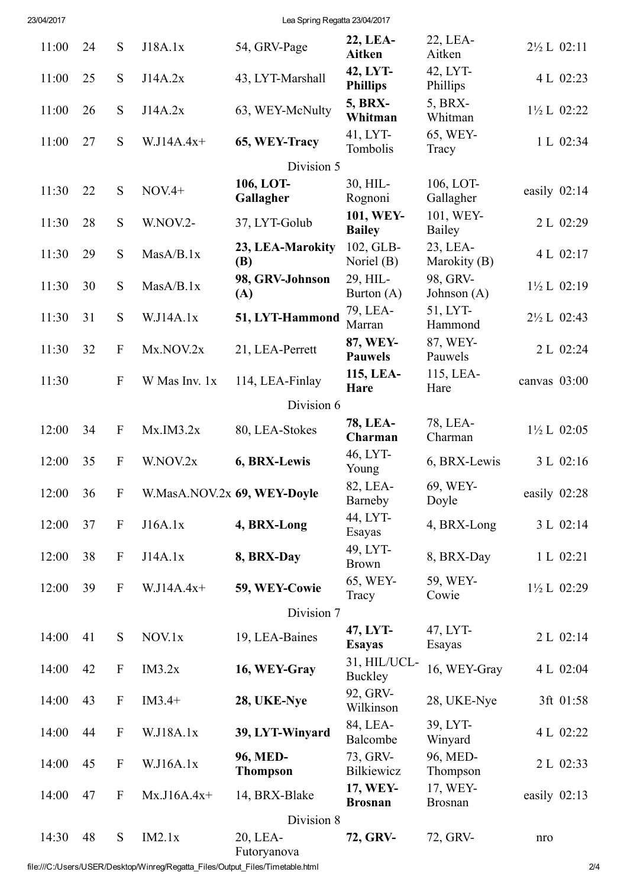| | | | | | | | | |
|---|---|---|---|---|---|---|---|---|
| 11:00 | 24 | S | J18A.1x | 54, GRV-Page | **22, LEA-Aitken** | 22, LEA-Aitken | 2½ L | 02:11 |
| 11:00 | 25 | S | J14A.2x | 43, LYT-Marshall | **42, LYT-Phillips** | 42, LYT-Phillips | 4 L | 02:23 |
| 11:00 | 26 | S | J14A.2x | 63, WEY-McNulty | **5, BRX-Whitman** | 5, BRX-Whitman | 1½ L | 02:22 |
| 11:00 | 27 | S | W.J14A.4x+ | **65, WEY-Tracy** | 41, LYT-Tombolis | 65, WEY-Tracy | 1 L | 02:34 |
| | | | | Division 5 | | | | |
| 11:30 | 22 | S | NOV.4+ | **106, LOT-Gallagher** | 30, HIL-Rognoni | 106, LOT-Gallagher | easily | 02:14 |
| 11:30 | 28 | S | W.NOV.2- | 37, LYT-Golub | **101, WEY-Bailey** | 101, WEY-Bailey | 2 L | 02:29 |
| 11:30 | 29 | S | MasA/B.1x | **23, LEA-Marokity (B)** | 102, GLB-Noriel (B) | 23, LEA-Marokity (B) | 4 L | 02:17 |
| 11:30 | 30 | S | MasA/B.1x | **98, GRV-Johnson (A)** | 29, HIL-Burton (A) | 98, GRV-Johnson (A) | 1½ L | 02:19 |
| 11:30 | 31 | S | W.J14A.1x | **51, LYT-Hammond** | 79, LEA-Marran | 51, LYT-Hammond | 2½ L | 02:43 |
| 11:30 | 32 | F | Mx.NOV.2x | 21, LEA-Perrett | **87, WEY-Pauwels** | 87, WEY-Pauwels | 2 L | 02:24 |
| 11:30 | | F | W Mas Inv. 1x | 114, LEA-Finlay | **115, LEA-Hare** | 115, LEA-Hare | canvas | 03:00 |
| | | | | Division 6 | | | | |
| 12:00 | 34 | F | Mx.IM3.2x | 80, LEA-Stokes | **78, LEA-Charman** | 78, LEA-Charman | 1½ L | 02:05 |
| 12:00 | 35 | F | W.NOV.2x | **6, BRX-Lewis** | 46, LYT-Young | 6, BRX-Lewis | 3 L | 02:16 |
| 12:00 | 36 | F | W.MasA.NOV.2x | **69, WEY-Doyle** | 82, LEA-Barneby | 69, WEY-Doyle | easily | 02:28 |
| 12:00 | 37 | F | J16A.1x | **4, BRX-Long** | 44, LYT-Esayas | 4, BRX-Long | 3 L | 02:14 |
| 12:00 | 38 | F | J14A.1x | **8, BRX-Day** | 49, LYT-Brown | 8, BRX-Day | 1 L | 02:21 |
| 12:00 | 39 | F | W.J14A.4x+ | **59, WEY-Cowie** | 65, WEY-Tracy | 59, WEY-Cowie | 1½ L | 02:29 |
| | | | | Division 7 | | | | |
| 14:00 | 41 | S | NOV.1x | 19, LEA-Baines | **47, LYT-Esayas** | 47, LYT-Esayas | 2 L | 02:14 |
| 14:00 | 42 | F | IM3.2x | **16, WEY-Gray** | 31, HIL/UCL-Buckley | 16, WEY-Gray | 4 L | 02:04 |
| 14:00 | 43 | F | IM3.4+ | **28, UKE-Nye** | 92, GRV-Wilkinson | 28, UKE-Nye | 3ft | 01:58 |
| 14:00 | 44 | F | W.J18A.1x | **39, LYT-Winyard** | 84, LEA-Balcombe | 39, LYT-Winyard | 4 L | 02:22 |
| 14:00 | 45 | F | W.J16A.1x | **96, MED-Thompson** | 73, GRV-Bilkiewicz | 96, MED-Thompson | 2 L | 02:33 |
| 14:00 | 47 | F | Mx.J16A.4x+ | 14, BRX-Blake | **17, WEY-Brosnan** | 17, WEY-Brosnan | easily | 02:13 |
| | | | | Division 8 | | | | |
| 14:30 | 48 | S | IM2.1x | 20, LEA-Futoryanova | **72, GRV-** | 72, GRV- | nro | |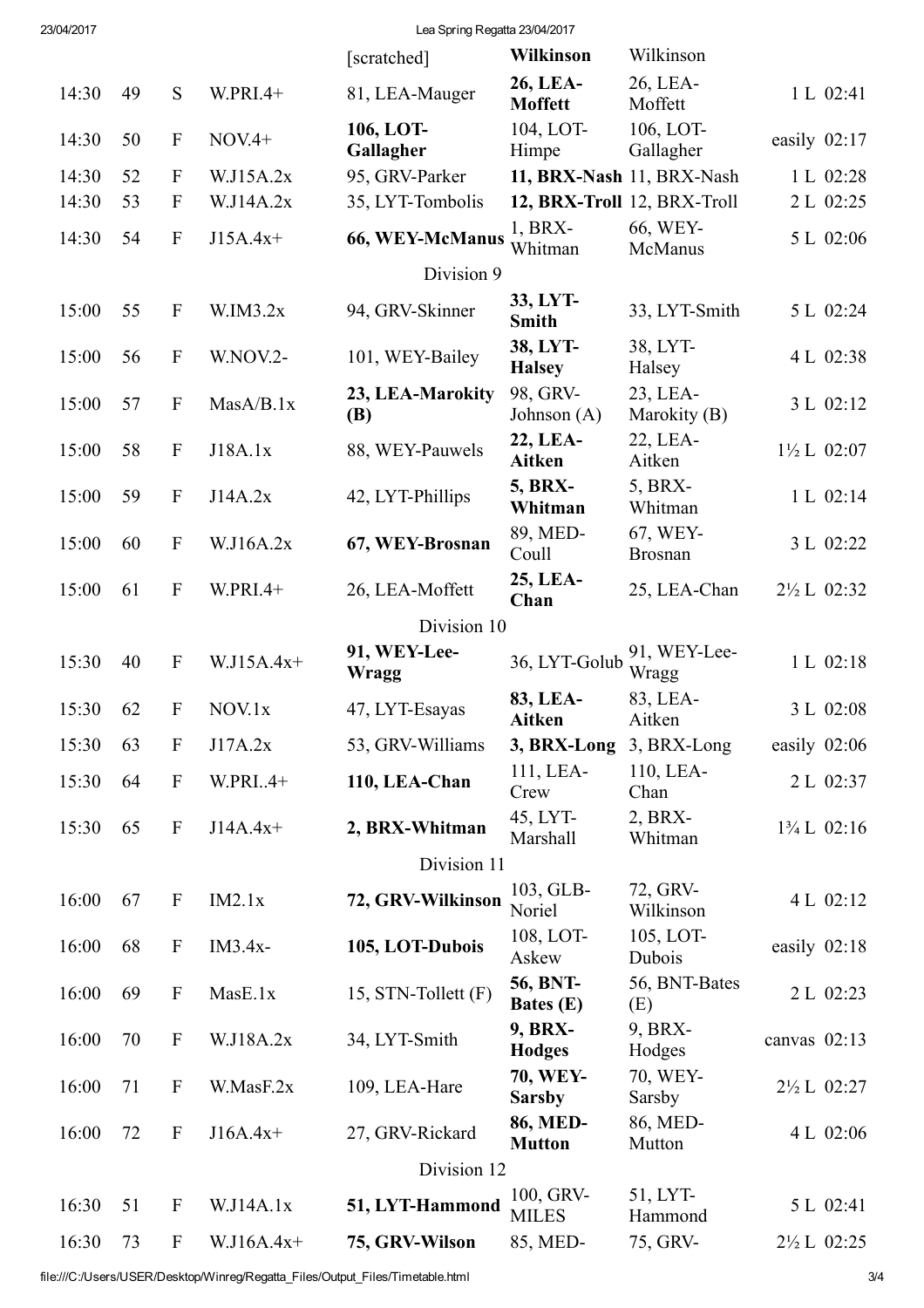| | | | | [scratched] | **Wilkinson** | Wilkinson | | |
|---|---|---|---|---|---|---|---|---|
| 14:30 | 49 | S | W.PRI.4+ | 81, LEA-Mauger | **26, LEA-Moffett** | 26, LEA-Moffett | 1 L | 02:41 |
| 14:30 | 50 | F | NOV.4+ | **106, LOT-Gallagher** | 104, LOT-Himpe | 106, LOT-Gallagher | easily | 02:17 |
| 14:30 | 52 | F | W.J15A.2x | 95, GRV-Parker | **11, BRX-Nash** | 11, BRX-Nash | 1 L | 02:28 |
| 14:30 | 53 | F | W.J14A.2x | 35, LYT-Tombolis | **12, BRX-Troll** | 12, BRX-Troll | 2 L | 02:25 |
| 14:30 | 54 | F | J15A.4x+ | **66, WEY-McManus** | 1, BRX-Whitman | 66, WEY-McManus | 5 L | 02:06 |
| | | | | Division 9 | | | | |
| 15:00 | 55 | F | W.IM3.2x | 94, GRV-Skinner | **33, LYT-Smith** | 33, LYT-Smith | 5 L | 02:24 |
| 15:00 | 56 | F | W.NOV.2- | 101, WEY-Bailey | **38, LYT-Halsey** | 38, LYT-Halsey | 4 L | 02:38 |
| 15:00 | 57 | F | MasA/B.1x | **23, LEA-Marokity (B)** | 98, GRV-Johnson (A) | 23, LEA-Marokity (B) | 3 L | 02:12 |
| 15:00 | 58 | F | J18A.1x | 88, WEY-Pauwels | **22, LEA-Aitken** | 22, LEA-Aitken | 1½ L | 02:07 |
| 15:00 | 59 | F | J14A.2x | 42, LYT-Phillips | **5, BRX-Whitman** | 5, BRX-Whitman | 1 L | 02:14 |
| 15:00 | 60 | F | W.J16A.2x | **67, WEY-Brosnan** | 89, MED-Coull | 67, WEY-Brosnan | 3 L | 02:22 |
| 15:00 | 61 | F | W.PRI.4+ | 26, LEA-Moffett | **25, LEA-Chan** | 25, LEA-Chan | 2½ L | 02:32 |
| | | | | Division 10 | | | | |
| 15:30 | 40 | F | W.J15A.4x+ | **91, WEY-Lee-Wragg** | 36, LYT-Golub | 91, WEY-Lee-Wragg | 1 L | 02:18 |
| 15:30 | 62 | F | NOV.1x | 47, LYT-Esayas | **83, LEA-Aitken** | 83, LEA-Aitken | 3 L | 02:08 |
| 15:30 | 63 | F | J17A.2x | 53, GRV-Williams | **3, BRX-Long** | 3, BRX-Long | easily | 02:06 |
| 15:30 | 64 | F | W.PRI..4+ | **110, LEA-Chan** | 111, LEA-Crew | 110, LEA-Chan | 2 L | 02:37 |
| 15:30 | 65 | F | J14A.4x+ | **2, BRX-Whitman** | 45, LYT-Marshall | 2, BRX-Whitman | 1¾ L | 02:16 |
| | | | | Division 11 | | | | |
| 16:00 | 67 | F | IM2.1x | **72, GRV-Wilkinson** | 103, GLB-Noriel | 72, GRV-Wilkinson | 4 L | 02:12 |
| 16:00 | 68 | F | IM3.4x- | **105, LOT-Dubois** | 108, LOT-Askew | 105, LOT-Dubois | easily | 02:18 |
| 16:00 | 69 | F | MasE.1x | 15, STN-Tollett (F) | **56, BNT-Bates (E)** | 56, BNT-Bates (E) | 2 L | 02:23 |
| 16:00 | 70 | F | W.J18A.2x | 34, LYT-Smith | **9, BRX-Hodges** | 9, BRX-Hodges | canvas | 02:13 |
| 16:00 | 71 | F | W.MasF.2x | 109, LEA-Hare | **70, WEY-Sarsby** | 70, WEY-Sarsby | 2½ L | 02:27 |
| 16:00 | 72 | F | J16A.4x+ | 27, GRV-Rickard | **86, MED-Mutton** | 86, MED-Mutton | 4 L | 02:06 |
| | | | | Division 12 | | | | |
| 16:30 | 51 | F | W.J14A.1x | **51, LYT-Hammond** | 100, GRV-MILES | 51, LYT-Hammond | 5 L | 02:41 |
| 16:30 | 73 | F | W.J16A.4x+ | **75, GRV-Wilson** | 85, MED- | 75, GRV- | 2½ L | 02:25 |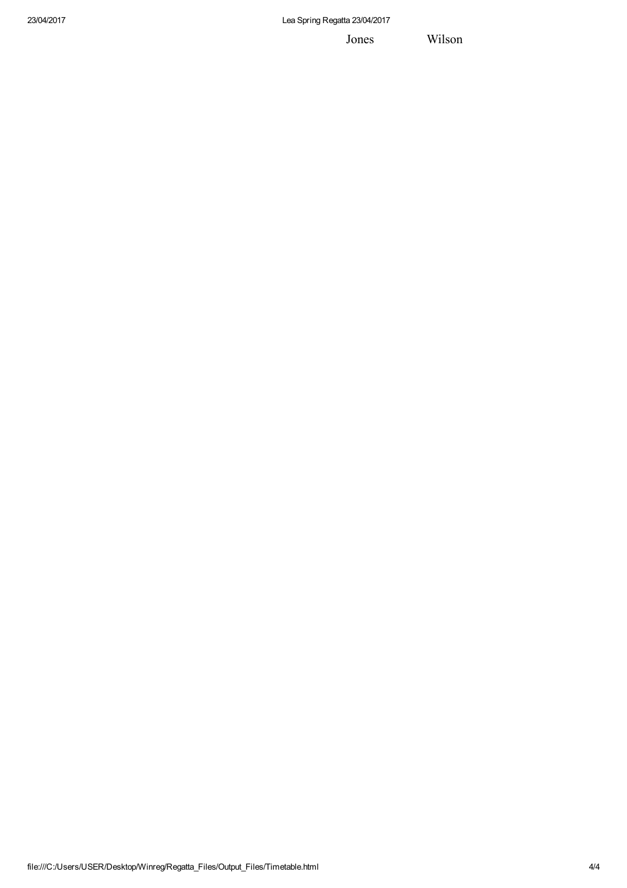Jones Wilson